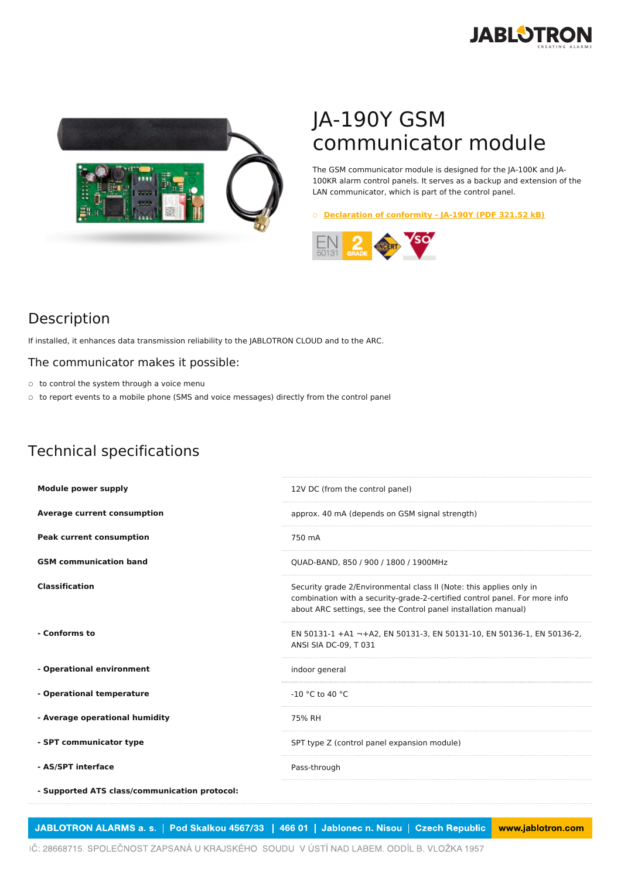# JA-190Y GSM communicator module

The GSM communicator module is designed for the JA-100K and JA-100KR alarm control panels. It serves as a backup and extension of the LAN communicator, which is part of the control panel.

- Declaration of conformity - JA-190Y (PDF 321.52 kB)

## Description

If installed, it enhances data transmission reliability to the JABLOTRON CLOUD and to the ARC.

### The communicator makes it possible:

- to control the system through a voice menu
- to report events to a mobile phone (SMS and voice messages) directly from the control panel

## Technical specifications

| | |
|---|---|
| **Module power supply** | 12V DC (from the control panel) |
| **Average current consumption** | approx. 40 mA (depends on GSM signal strength) |
| **Peak current consumption** | 750 mA |
| **GSM communication band** | QUAD-BAND, 850 / 900 / 1800 / 1900MHz |
| **Classification** | Security grade 2/Environmental class II (Note: this applies only in combination with a security-grade-2-certified control panel. For more info about ARC settings, see the Control panel installation manual) |
| **- Conforms to** | EN 50131-1 +A1 ¬+A2, EN 50131-3, EN 50131-10, EN 50136-1, EN 50136-2, ANSI SIA DC-09, T 031 |
| **- Operational environment** | indoor general |
| **- Operational temperature** | -10 °C to 40 °C |
| **- Average operational humidity** | 75% RH |
| **- SPT communicator type** | SPT type Z (control panel expansion module) |
| **- AS/SPT interface** | Pass-through |
| **- Supported ATS class/communication protocol:** | |

JABLOTRON ALARMS a. s. | Pod Skalkou 4567/33 | 466 01 | Jablonec n. Nisou | Czech Republic | www.jablotron.com

IČ: 28668715. SPOLEČNOST ZAPSANÁ U KRAJSKÉHO SOUDU V ÚSTÍ NAD LABEM. ODDÍL B. VLOŽKA 1957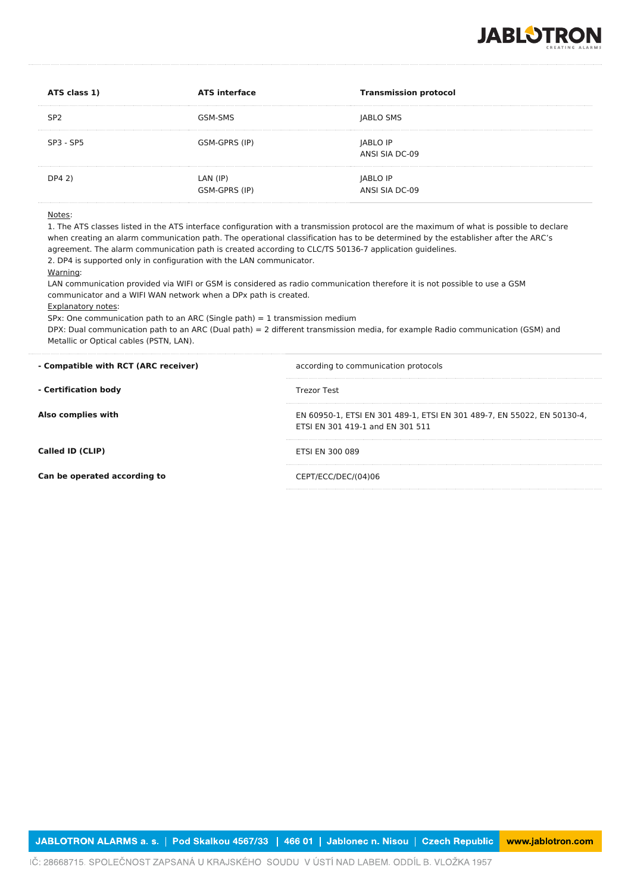| ATS class 1) | ATS interface | Transmission protocol |
|---|---|---|
| SP2 | GSM-SMS | JABLO SMS |
| SP3 - SP5 | GSM-GPRS (IP) | JABLO IP<br>ANSI SIA DC-09 |
| DP4 2) | LAN (IP)<br>GSM-GPRS (IP) | JABLO IP<br>ANSI SIA DC-09 |

Notes:

1. The ATS classes listed in the ATS interface configuration with a transmission protocol are the maximum of what is possible to declare when creating an alarm communication path. The operational classification has to be determined by the establisher after the ARC's agreement. The alarm communication path is created according to CLC/TS 50136-7 application guidelines.
2. DP4 is supported only in configuration with the LAN communicator.

Warning:

LAN communication provided via WIFI or GSM is considered as radio communication therefore it is not possible to use a GSM communicator and a WIFI WAN network when a DPx path is created.

Explanatory notes:

SPx: One communication path to an ARC (Single path) = 1 transmission medium

DPX: Dual communication path to an ARC (Dual path) = 2 different transmission media, for example Radio communication (GSM) and Metallic or Optical cables (PSTN, LAN).

| | |
|---|---|
| **- Compatible with RCT (ARC receiver)** | according to communication protocols |
| **- Certification body** | Trezor Test |
| **Also complies with** | EN 60950-1, ETSI EN 301 489-1, ETSI EN 301 489-7, EN 55022, EN 50130-4, ETSI EN 301 419-1 and EN 301 511 |
| **Called ID (CLIP)** | ETSI EN 300 089 |
| **Can be operated according to** | CEPT/ECC/DEC/(04)06 |